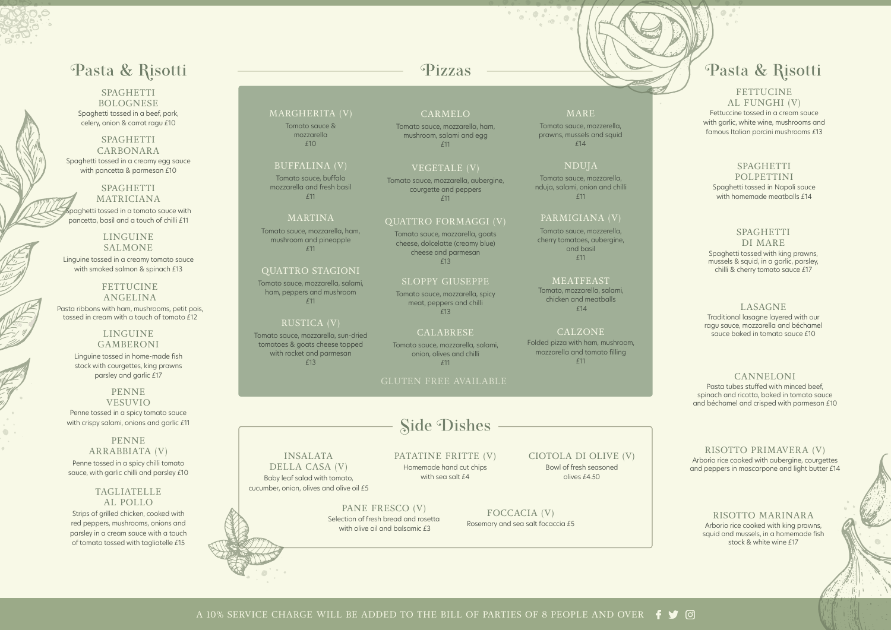## Pasta & Risotti

### SPAGHETTI BOLOGNESE
Spaghetti tossed in a beef, pork, celery, onion & carrot ragu £10

### SPAGHETTI CARBONARA
Spaghetti tossed in a creamy egg sauce with pancetta & parmesan £10

### SPAGHETTI MATRICIANA
Spaghetti tossed in a tomato sauce with pancetta, basil and a touch of chilli £11

### LINGUINE SALMONE
Linguine tossed in a creamy tomato sauce with smoked salmon & spinach £13

### FETTUCINE ANGELINA
Pasta ribbons with ham, mushrooms, petit pois, tossed in cream with a touch of tomato £12

### LINGUINE GAMBERONI
Linguine tossed in home-made fish stock with courgettes, king prawns parsley and garlic £17

### PENNE VESUVIO
Penne tossed in a spicy tomato sauce with crispy salami, onions and garlic £11

### PENNE ARRABBIATA (V)
Penne tossed in a spicy chilli tomato sauce, with garlic chilli and parsley £10

### TAGLIATELLE AL POLLO
Strips of grilled chicken, cooked with red peppers, mushrooms, onions and parsley in a cream sauce with a touch of tomato tossed with tagliatelle £15

## Pizzas

### MARGHERITA (V)
Tomato sauce & mozzarella
£10

### CARMELO
Tomato sauce, mozzarella, ham, mushroom, salami and egg
£11

### MARE
Tomato sauce, mozzerella, prawns, mussels and squid
£14

### BUFFALINA (V)
Tomato sauce, buffalo mozzarella and fresh basil
£11

### VEGETALE (V)
Tomato sauce, mozzarella, aubergine, courgette and peppers
£11

### NDUJA
Tomato sauce, mozzarella, nduja, salami, onion and chilli
£11

### MARTINA
Tomato sauce, mozzarella, ham, mushroom and pineapple
£11

### QUATTRO FORMAGGI (V)
Tomato sauce, mozzarella, goats cheese, dolcelatte (creamy blue) cheese and parmesan
£13

### PARMIGIANA (V)
Tomato sauce, mozzerella, cherry tomatoes, aubergine, and basil
£11

### QUATTRO STAGIONI
Tomato sauce, mozzarella, salami, ham, peppers and mushroom
£11

### SLOPPY GIUSEPPE
Tomato sauce, mozzarella, spicy meat, peppers and chilli
£13

### MEATFEAST
Tomato, mozzarella, salami, chicken and meatballs
£14

### RUSTICA (V)
Tomato sauce, mozzarella, sun-dried tomatoes & goats cheese topped with rocket and parmesan
£13

### CALABRESE
Tomato sauce, mozzarella, salami, onion, olives and chilli
£11

### CALZONE
Folded pizza with ham, mushroom, mozzarella and tomato filling
£11

GLUTEN FREE AVAILABLE

## Side Dishes

### INSALATA DELLA CASA (V)
Baby leaf salad with tomato, cucumber, onion, olives and olive oil £5

### PATATINE FRITTE (V)
Homemade hand cut chips with sea salt £4

### CIOTOLA DI OLIVE (V)
Bowl of fresh seasoned olives £4.50

### PANE FRESCO (V)
Selection of fresh bread and rosetta with olive oil and balsamic £3

### FOCCACIA (V)
Rosemary and sea salt focaccia £5

## Pasta & Risotti

### FETTUCINE AL FUNGHI (V)
Fettuccine tossed in a cream sauce with garlic, white wine, mushrooms and famous Italian porcini mushrooms £13

### SPAGHETTI POLPETTINI
Spaghetti tossed in Napoli sauce with homemade meatballs £14

### SPAGHETTI DI MARE
Spaghetti tossed with king prawns, mussels & squid, in a garlic, parsley, chilli & cherry tomato sauce £17

### LASAGNE
Traditional lasagne layered with our ragu sauce, mozzarella and béchamel sauce baked in tomato sauce £10

### CANNELONI
Pasta tubes stuffed with minced beef, spinach and ricotta, baked in tomato sauce and béchamel and crisped with parmesan £10

### RISOTTO PRIMAVERA (V)
Arborio rice cooked with aubergine, courgettes and peppers in mascarpone and light butter £14

### RISOTTO MARINARA
Arborio rice cooked with king prawns, squid and mussels, in a homemade fish stock & white wine £17

A 10% SERVICE CHARGE WILL BE ADDED TO THE BILL OF PARTIES OF 8 PEOPLE AND OVER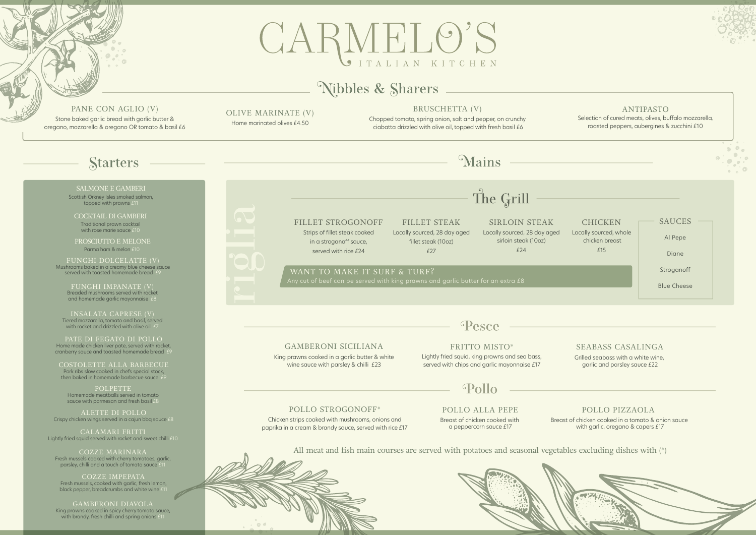# CARMELO'S

ITALIAN KITCHEN

## Nibbles & Sharers

**PANE CON AGLIO (V)**
Stone baked garlic bread with garlic butter & oregano, mozzarella & oregano OR tomato & basil £6

**OLIVE MARINATE (V)**
Home marinated olives £4.50

**BRUSCHETTA (V)**
Chopped tomato, spring onion, salt and pepper, on crunchy ciabatta drizzled with olive oil, topped with fresh basil £6

**ANTIPASTO**
Selection of cured meats, olives, buffalo mozzarella, roasted peppers, aubergines & zucchini £10

## Starters

**SALMONE E GAMBERI**
Scottish Orkney Isles smoked salmon, topped with prawns £11

**COCKTAIL DI GAMBERI**
Traditional prawn cocktail with rose marie sauce £10

**PROSCIUTTO E MELONE**
Parma ham & melon £10

**FUNGHI DOLCELATTE (V)**
Mushrooms baked in a creamy blue cheese sauce served with toasted homemade bread £9

**FUNGHI IMPANATE (V)**
Breaded mushrooms served with rocket and homemade garlic mayonnaise £8

**INSALATA CAPRESE (V)**
Tiered mozzarella, tomato and basil, served with rocket and drizzled with olive oil £7

**PATE DI FEGATO DI POLLO**
Home made chicken liver pate, served with rocket, cranberry sauce and toasted homemade bread £9

**COSTOLETTE ALLA BARBECUE**
Pork ribs slow cooked in chefs special stock, then baked in homemade barbecue sauce £9

**POLPETTE**
Homemade meatballs served in tomato sauce with parmesan and fresh basil £8

**ALETTE DI POLLO**
Crispy chicken wings served in a cajun bbq sauce £8

**CALAMARI FRITTI**
Lightly fried squid served with rocket and sweet chilli £10

**COZZE MARINARA**
Fresh mussels cooked with cherry tomatoes, garlic, parsley, chilli and a touch of tomato sauce £11

**COZZE IMPEPATA**
Fresh mussels, cooked with garlic, fresh lemon, black pepper, breadcrumbs and white wine £11

**GAMBERONI DIAVOLA**
King prawns cooked in spicy cherry tomato sauce, with brandy, fresh chilli and spring onions £11

## Mains

### The Grill

griglia

**FILLET STROGONOFF**
Strips of fillet steak cooked in a stroganoff sauce, served with rice £24

**FILLET STEAK**
Locally sourced, 28 day aged fillet steak (10oz) £27

**SIRLOIN STEAK**
Locally sourced, 28 day aged sirloin steak (10oz) £24

**CHICKEN**
Locally sourced, whole chicken breast £15

**SAUCES**
- Al Pepe
- Diane
- Stroganoff
- Blue Cheese

**WANT TO MAKE IT SURF & TURF?**
Any cut of beef can be served with king prawns and garlic butter for an extra £8

### Pesce

**GAMBERONI SICILIANA**
King prawns cooked in a garlic butter & white wine sauce with parsley & chilli £23

**FRITTO MISTO***
Lightly fried squid, king prawns and sea bass, served with chips and garlic mayonnaise £17

**SEABASS CASALINGA**
Grilled seabass with a white wine, garlic and parsley sauce £22

### Pollo

**POLLO STROGONOFF***
Chicken strips cooked with mushrooms, onions and paprika in a cream & brandy sauce, served with rice £17

**POLLO ALLA PEPE**
Breast of chicken cooked with a peppercorn sauce £17

**POLLO PIZZAOLA**
Breast of chicken cooked in a tomato & onion sauce with garlic, oregano & capers £17

All meat and fish main courses are served with potatoes and seasonal vegetables excluding dishes with (*)